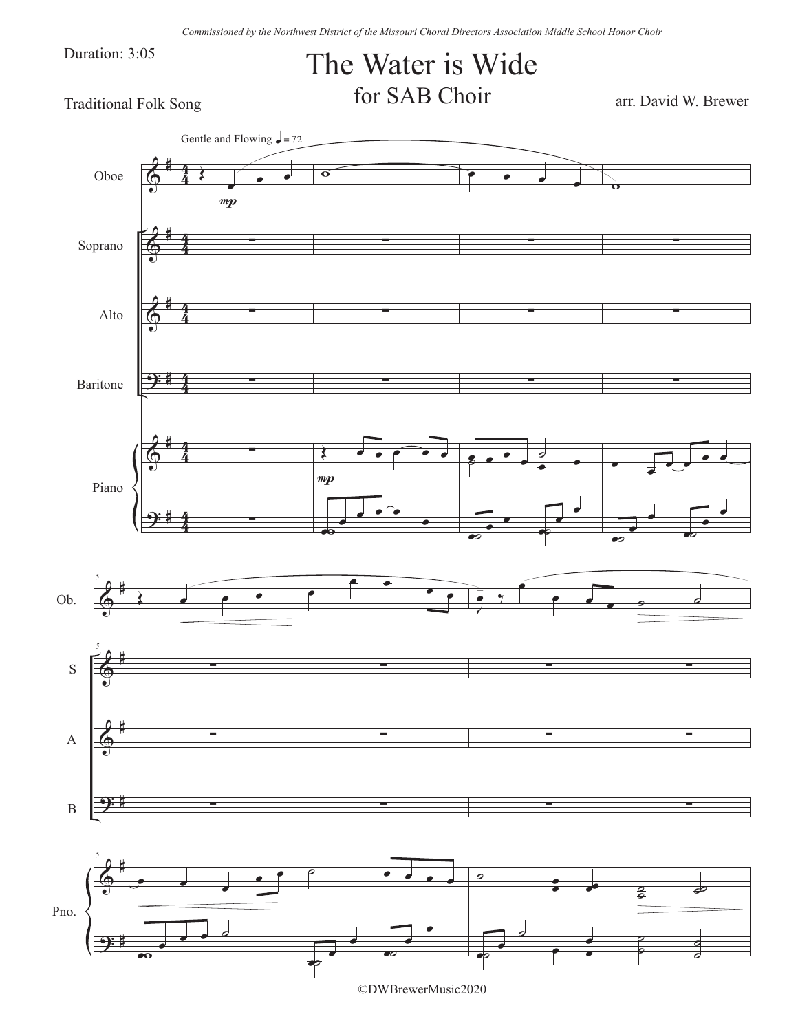*Commissioned by the Northwest District of the Missouri Choral Directors Association Middle School Honor Choir*

Duration: 3:05

# The Water is Wide

## for SAB Choir

Traditional Folk Song

arr. David W. Brewer

Gentle and Flowing ♩ = 72

Oboe

Soprano

Alto

Baritone

Piano

©DWBrewerMusic2020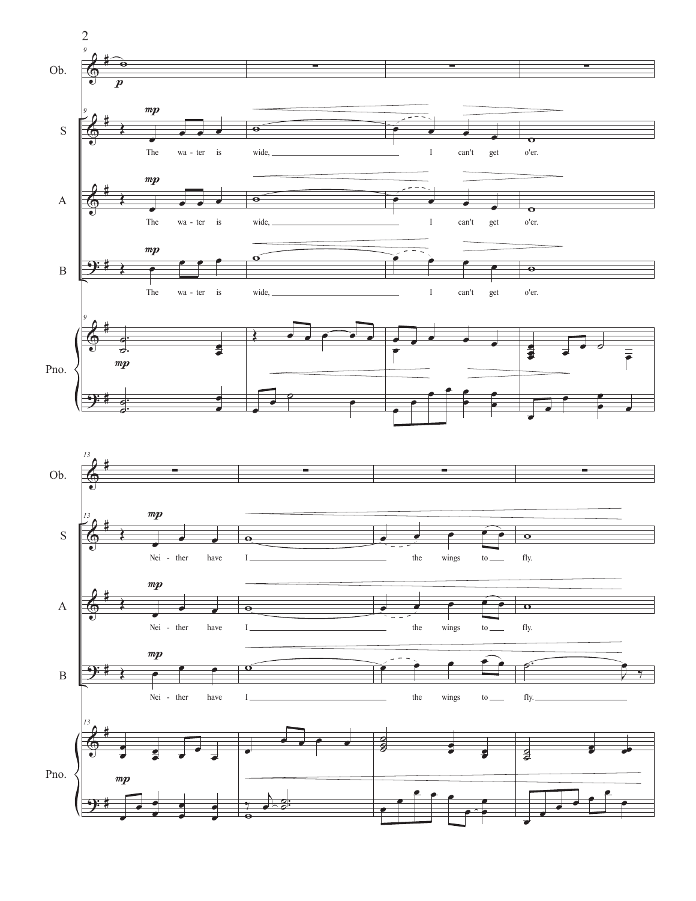Ob.

S

A

B

Pno.

The wa - ter is wide, I can't get o'er.

Nei - ther have I the wings to fly.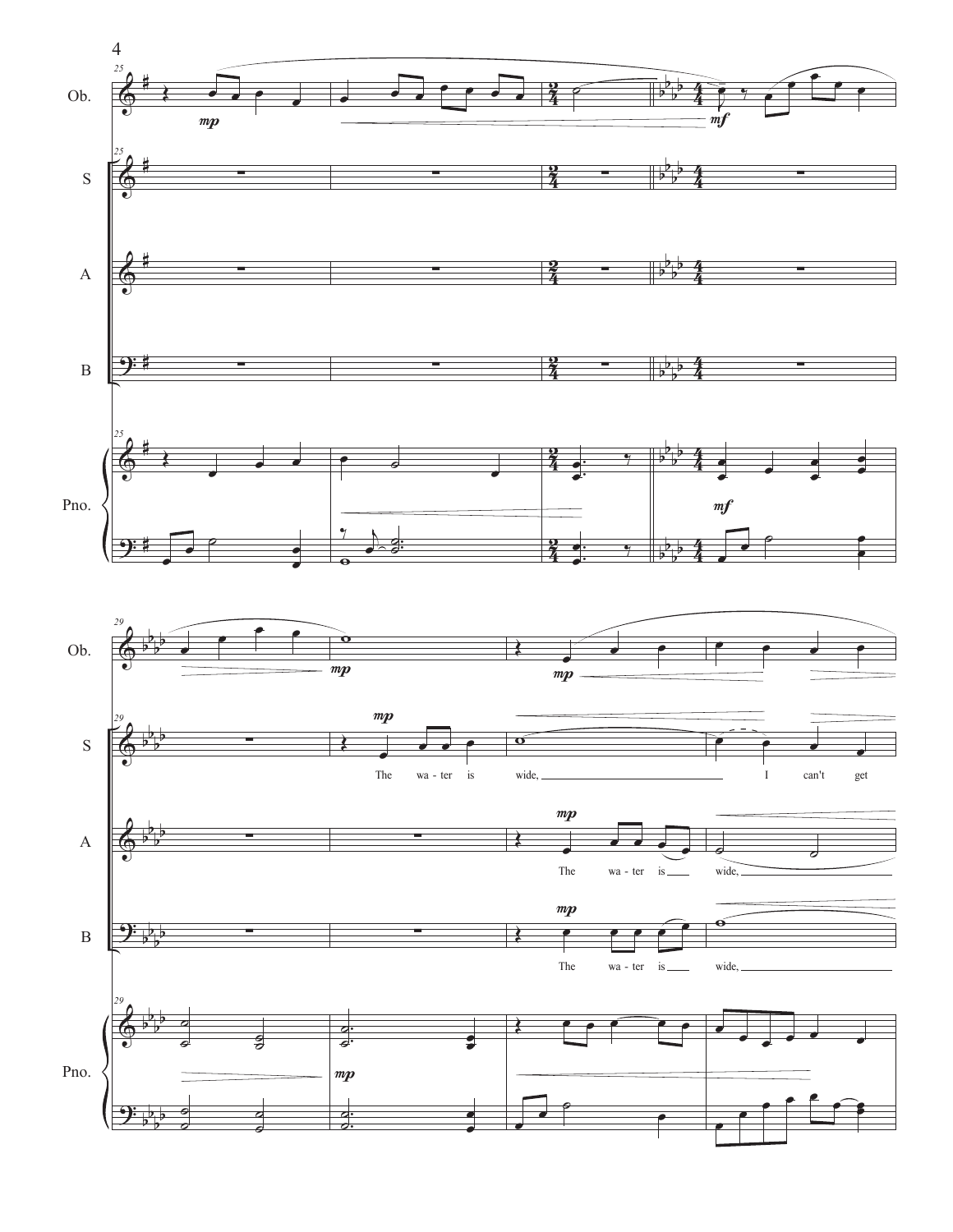Ob.

S

A

B

Pno.

The wa - ter is wide, I can't get

The wa - ter is wide,

The wa - ter is wide,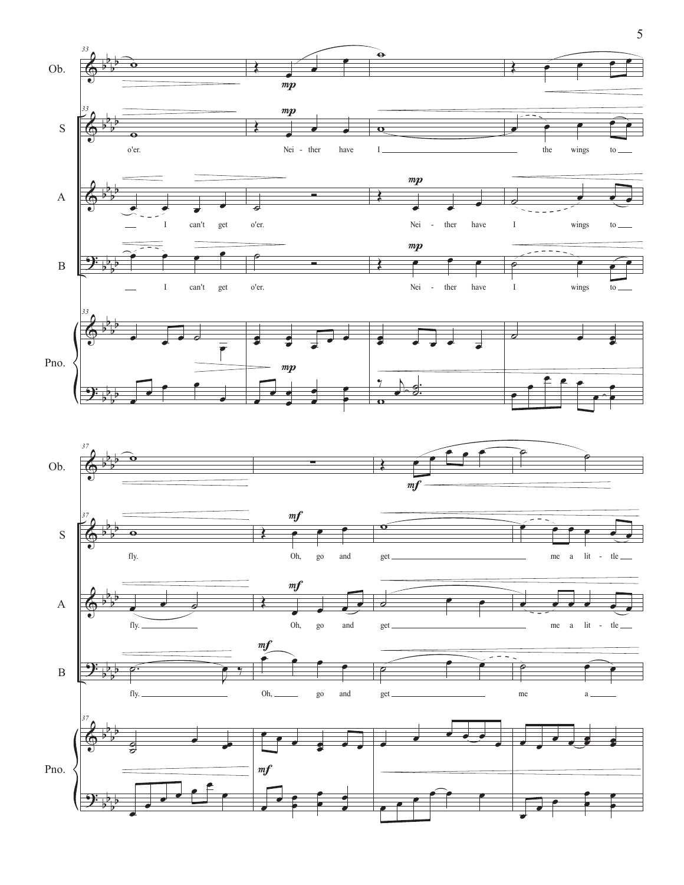Ob.

S: o'er. Nei - ther have I the wings to fly. Oh, go and get me a lit - tle

A: I can't get o'er. Nei - ther have I wings to fly. Oh, go and get me a lit - tle

B: I can't get o'er. Nei - ther have I wings to fly. Oh, go and get me a

Pno.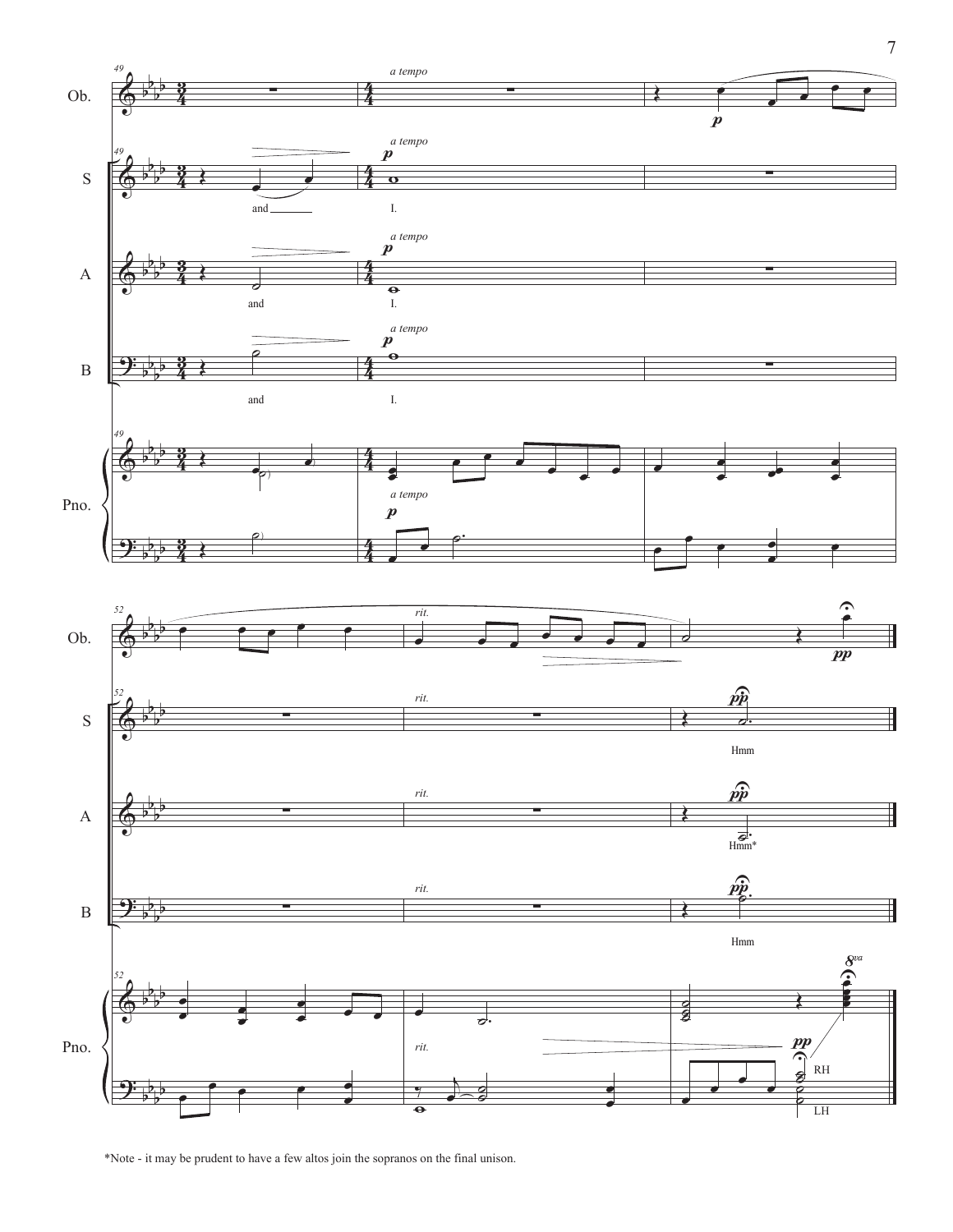*Note - it may be prudent to have a few altos join the sopranos on the final unison.